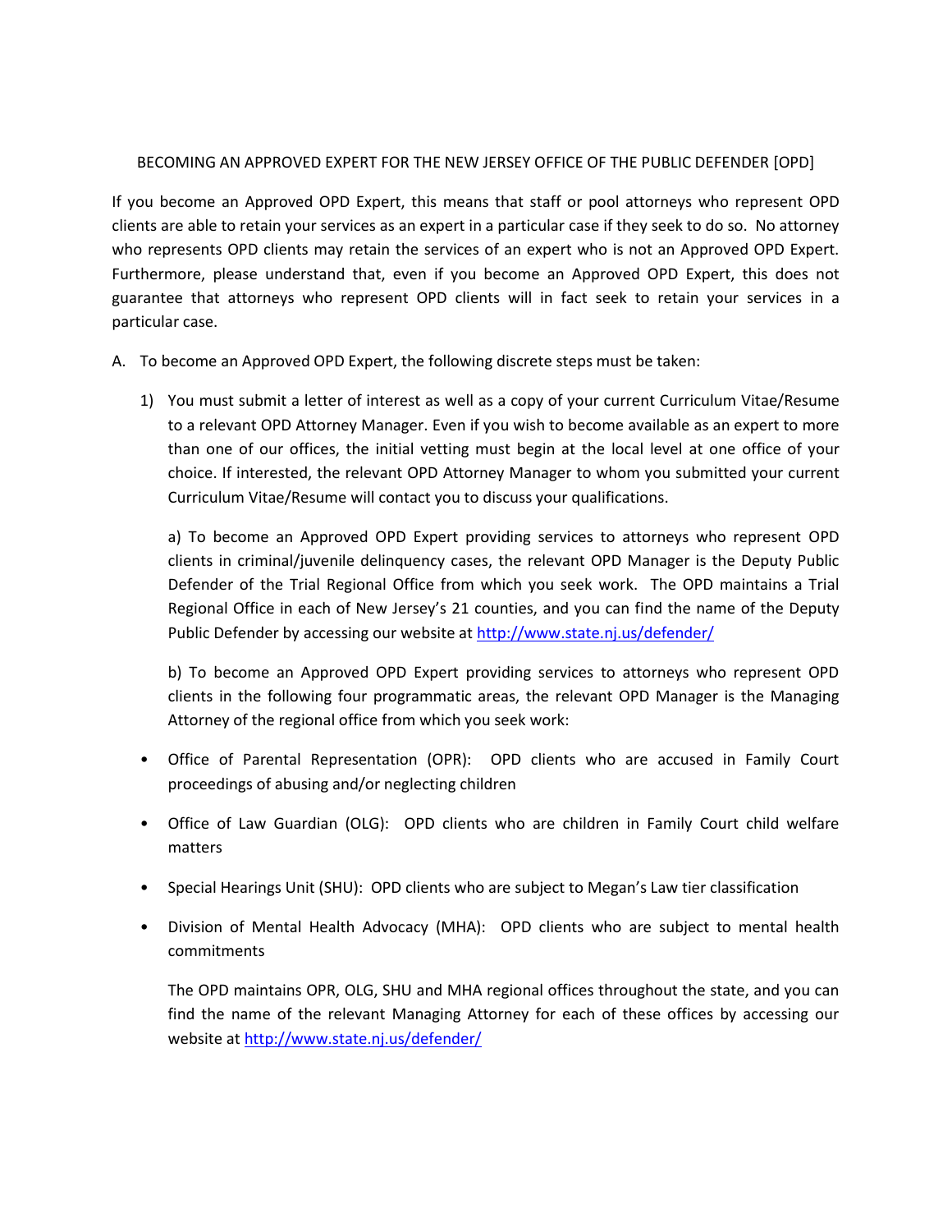BECOMING AN APPROVED EXPERT FOR THE NEW JERSEY OFFICE OF THE PUBLIC DEFENDER [OPD]

If you become an Approved OPD Expert, this means that staff or pool attorneys who represent OPD clients are able to retain your services as an expert in a particular case if they seek to do so. No attorney who represents OPD clients may retain the services of an expert who is not an Approved OPD Expert. Furthermore, please understand that, even if you become an Approved OPD Expert, this does not guarantee that attorneys who represent OPD clients will in fact seek to retain your services in a particular case.

A. To become an Approved OPD Expert, the following discrete steps must be taken:

1) You must submit a letter of interest as well as a copy of your current Curriculum Vitae/Resume to a relevant OPD Attorney Manager. Even if you wish to become available as an expert to more than one of our offices, the initial vetting must begin at the local level at one office of your choice. If interested, the relevant OPD Attorney Manager to whom you submitted your current Curriculum Vitae/Resume will contact you to discuss your qualifications.

a) To become an Approved OPD Expert providing services to attorneys who represent OPD clients in criminal/juvenile delinquency cases, the relevant OPD Manager is the Deputy Public Defender of the Trial Regional Office from which you seek work. The OPD maintains a Trial Regional Office in each of New Jersey's 21 counties, and you can find the name of the Deputy Public Defender by accessing our website at http://www.state.nj.us/defender/

b) To become an Approved OPD Expert providing services to attorneys who represent OPD clients in the following four programmatic areas, the relevant OPD Manager is the Managing Attorney of the regional office from which you seek work:

- Office of Parental Representation (OPR): OPD clients who are accused in Family Court proceedings of abusing and/or neglecting children
- Office of Law Guardian (OLG): OPD clients who are children in Family Court child welfare matters
- Special Hearings Unit (SHU): OPD clients who are subject to Megan's Law tier classification
- Division of Mental Health Advocacy (MHA): OPD clients who are subject to mental health commitments

The OPD maintains OPR, OLG, SHU and MHA regional offices throughout the state, and you can find the name of the relevant Managing Attorney for each of these offices by accessing our website at http://www.state.nj.us/defender/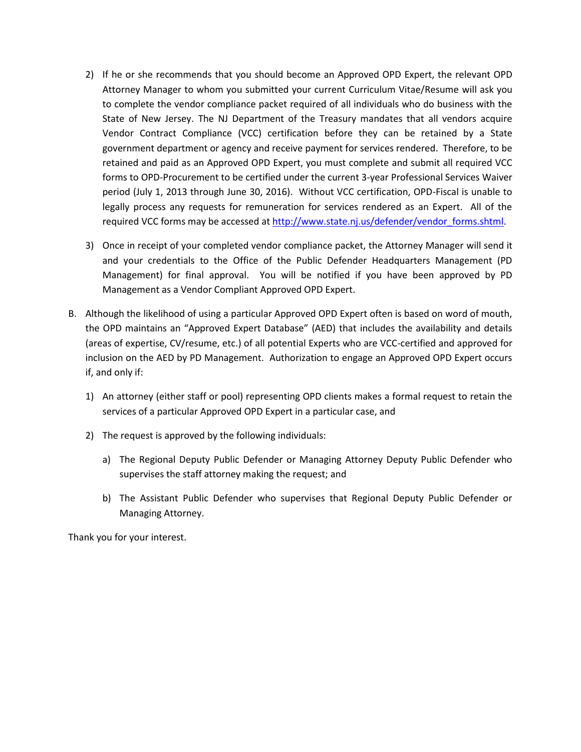2) If he or she recommends that you should become an Approved OPD Expert, the relevant OPD Attorney Manager to whom you submitted your current Curriculum Vitae/Resume will ask you to complete the vendor compliance packet required of all individuals who do business with the State of New Jersey. The NJ Department of the Treasury mandates that all vendors acquire Vendor Contract Compliance (VCC) certification before they can be retained by a State government department or agency and receive payment for services rendered. Therefore, to be retained and paid as an Approved OPD Expert, you must complete and submit all required VCC forms to OPD-Procurement to be certified under the current 3-year Professional Services Waiver period (July 1, 2013 through June 30, 2016). Without VCC certification, OPD-Fiscal is unable to legally process any requests for remuneration for services rendered as an Expert. All of the required VCC forms may be accessed at [http://www.state.nj.us/defender/vendor_forms.shtml](http://www.state.nj.us/defender/vendor_forms.shtml).

3) Once in receipt of your completed vendor compliance packet, the Attorney Manager will send it and your credentials to the Office of the Public Defender Headquarters Management (PD Management) for final approval. You will be notified if you have been approved by PD Management as a Vendor Compliant Approved OPD Expert.

B. Although the likelihood of using a particular Approved OPD Expert often is based on word of mouth, the OPD maintains an "Approved Expert Database" (AED) that includes the availability and details (areas of expertise, CV/resume, etc.) of all potential Experts who are VCC-certified and approved for inclusion on the AED by PD Management. Authorization to engage an Approved OPD Expert occurs if, and only if:

   1) An attorney (either staff or pool) representing OPD clients makes a formal request to retain the services of a particular Approved OPD Expert in a particular case, and

   2) The request is approved by the following individuals:

      a) The Regional Deputy Public Defender or Managing Attorney Deputy Public Defender who supervises the staff attorney making the request; and

      b) The Assistant Public Defender who supervises that Regional Deputy Public Defender or Managing Attorney.

Thank you for your interest.